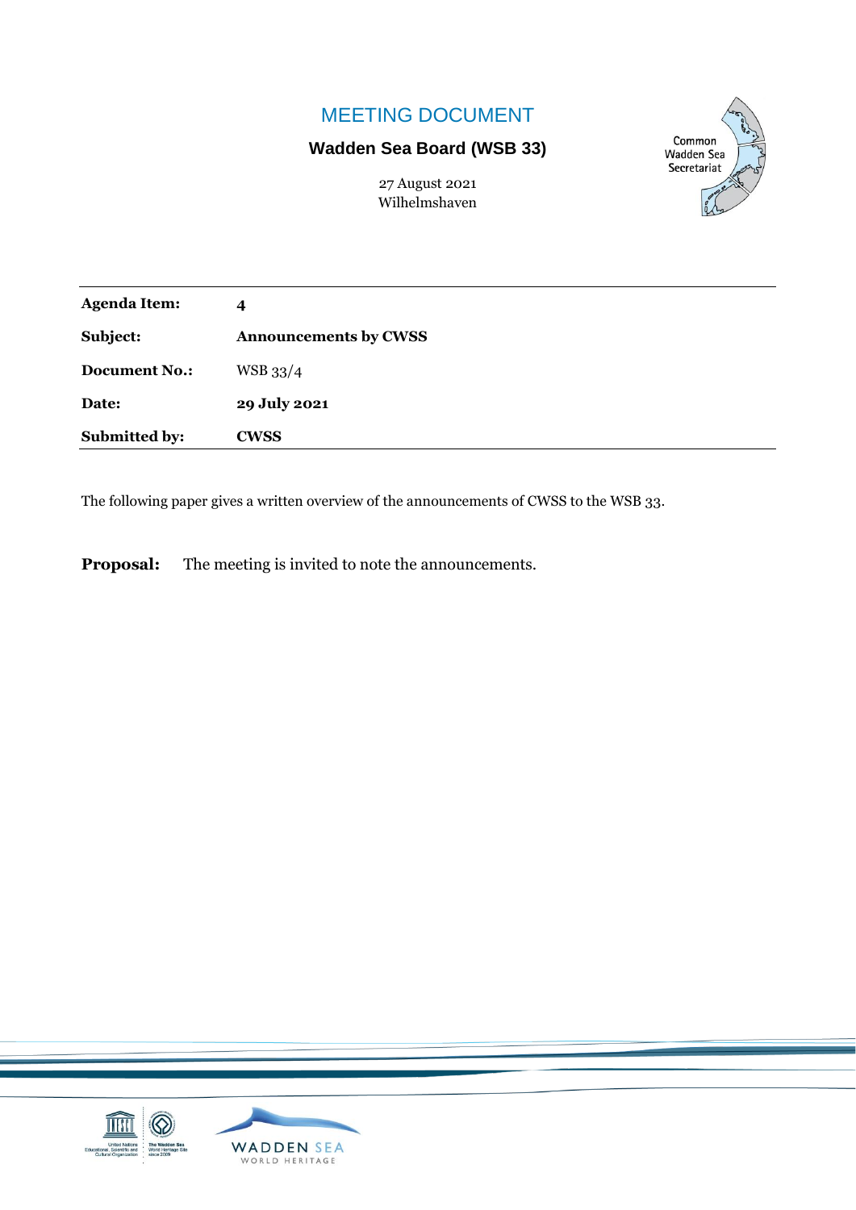# MEETING DOCUMENT

## Wadden Sea Board (WSB 33)

27 August 2021
Wilhelmshaven

| | |
|---|---|
| **Agenda Item:** | **4** |
| **Subject:** | **Announcements by CWSS** |
| **Document No.:** | WSB 33/4 |
| **Date:** | **29 July 2021** |
| **Submitted by:** | **CWSS** |

The following paper gives a written overview of the announcements of CWSS to the WSB 33.

**Proposal:** The meeting is invited to note the announcements.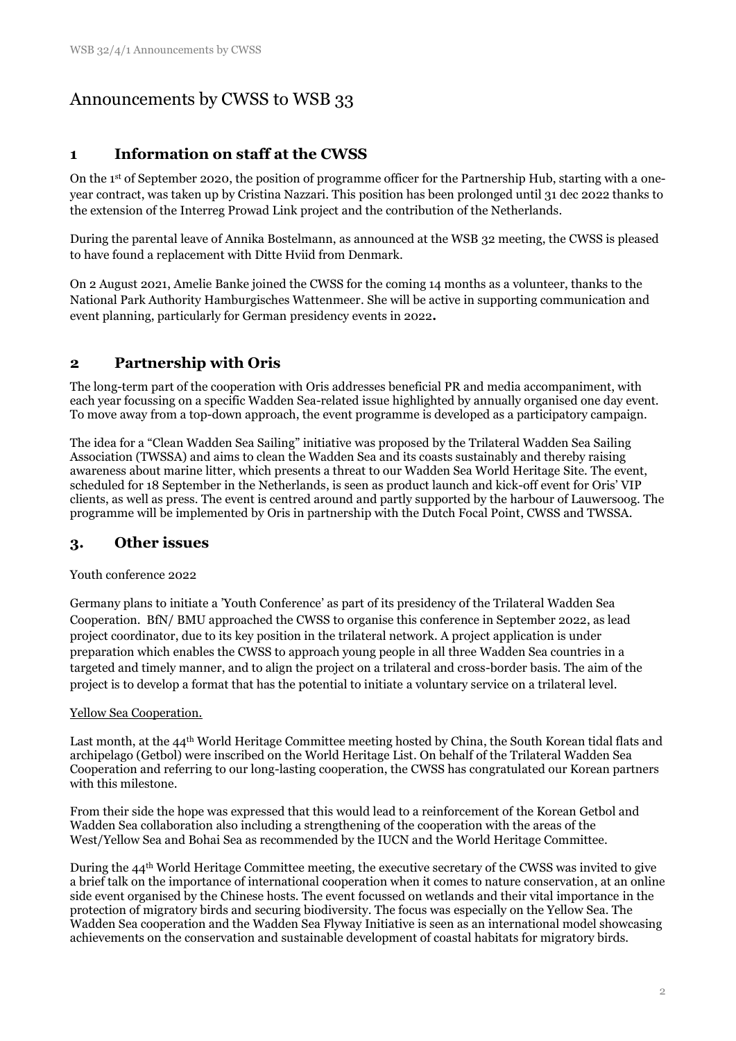# Announcements by CWSS to WSB 33

## 1 Information on staff at the CWSS

On the 1st of September 2020, the position of programme officer for the Partnership Hub, starting with a one-year contract, was taken up by Cristina Nazzari. This position has been prolonged until 31 dec 2022 thanks to the extension of the Interreg Prowad Link project and the contribution of the Netherlands.

During the parental leave of Annika Bostelmann, as announced at the WSB 32 meeting, the CWSS is pleased to have found a replacement with Ditte Hviid from Denmark.

On 2 August 2021, Amelie Banke joined the CWSS for the coming 14 months as a volunteer, thanks to the National Park Authority Hamburgisches Wattenmeer. She will be active in supporting communication and event planning, particularly for German presidency events in 2022**.**

## 2 Partnership with Oris

The long-term part of the cooperation with Oris addresses beneficial PR and media accompaniment, with each year focussing on a specific Wadden Sea-related issue highlighted by annually organised one day event. To move away from a top-down approach, the event programme is developed as a participatory campaign.

The idea for a "Clean Wadden Sea Sailing" initiative was proposed by the Trilateral Wadden Sea Sailing Association (TWSSA) and aims to clean the Wadden Sea and its coasts sustainably and thereby raising awareness about marine litter, which presents a threat to our Wadden Sea World Heritage Site. The event, scheduled for 18 September in the Netherlands, is seen as product launch and kick-off event for Oris' VIP clients, as well as press. The event is centred around and partly supported by the harbour of Lauwersoog. The programme will be implemented by Oris in partnership with the Dutch Focal Point, CWSS and TWSSA.

## 3. Other issues

Youth conference 2022

Germany plans to initiate a 'Youth Conference' as part of its presidency of the Trilateral Wadden Sea Cooperation. BfN/ BMU approached the CWSS to organise this conference in September 2022, as lead project coordinator, due to its key position in the trilateral network. A project application is under preparation which enables the CWSS to approach young people in all three Wadden Sea countries in a targeted and timely manner, and to align the project on a trilateral and cross-border basis. The aim of the project is to develop a format that has the potential to initiate a voluntary service on a trilateral level.

Yellow Sea Cooperation.

Last month, at the 44th World Heritage Committee meeting hosted by China, the South Korean tidal flats and archipelago (Getbol) were inscribed on the World Heritage List. On behalf of the Trilateral Wadden Sea Cooperation and referring to our long-lasting cooperation, the CWSS has congratulated our Korean partners with this milestone.

From their side the hope was expressed that this would lead to a reinforcement of the Korean Getbol and Wadden Sea collaboration also including a strengthening of the cooperation with the areas of the West/Yellow Sea and Bohai Sea as recommended by the IUCN and the World Heritage Committee.

During the 44th World Heritage Committee meeting, the executive secretary of the CWSS was invited to give a brief talk on the importance of international cooperation when it comes to nature conservation, at an online side event organised by the Chinese hosts. The event focussed on wetlands and their vital importance in the protection of migratory birds and securing biodiversity. The focus was especially on the Yellow Sea. The Wadden Sea cooperation and the Wadden Sea Flyway Initiative is seen as an international model showcasing achievements on the conservation and sustainable development of coastal habitats for migratory birds.